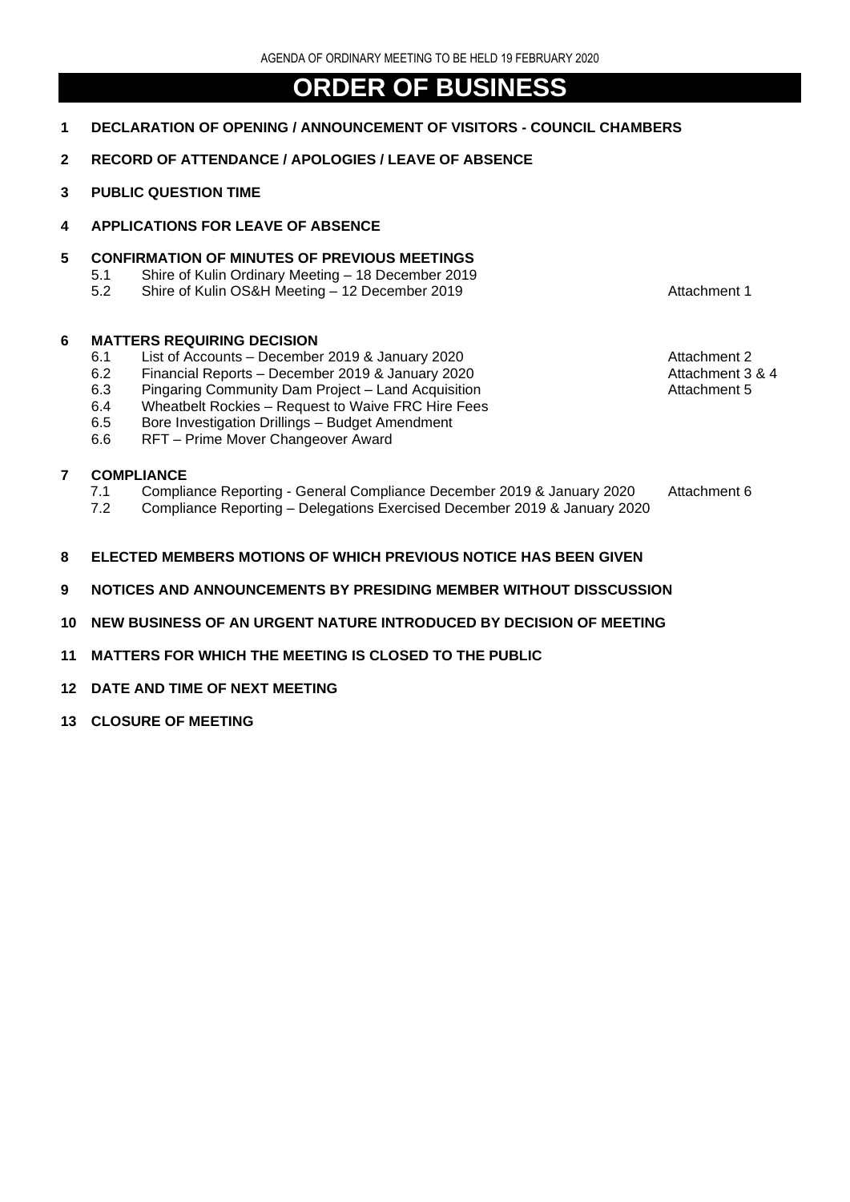# ORDER OF BUSINESS

**1 DECLARATION OF OPENING / ANNOUNCEMENT OF VISITORS - COUNCIL CHAMBERS**

**2 RECORD OF ATTENDANCE / APOLOGIES / LEAVE OF ABSENCE**

**3 PUBLIC QUESTION TIME**

**4 APPLICATIONS FOR LEAVE OF ABSENCE**

**5 CONFIRMATION OF MINUTES OF PREVIOUS MEETINGS**

- 5.1 Shire of Kulin Ordinary Meeting – 18 December 2019
- 5.2 Shire of Kulin OS&H Meeting – 12 December 2019 — Attachment 1

**6 MATTERS REQUIRING DECISION**

- 6.1 List of Accounts – December 2019 & January 2020 — Attachment 2
- 6.2 Financial Reports – December 2019 & January 2020 — Attachment 3 & 4
- 6.3 Pingaring Community Dam Project – Land Acquisition — Attachment 5
- 6.4 Wheatbelt Rockies – Request to Waive FRC Hire Fees
- 6.5 Bore Investigation Drillings – Budget Amendment
- 6.6 RFT – Prime Mover Changeover Award

**7 COMPLIANCE**

- 7.1 Compliance Reporting - General Compliance December 2019 & January 2020 — Attachment 6
- 7.2 Compliance Reporting – Delegations Exercised December 2019 & January 2020

**8 ELECTED MEMBERS MOTIONS OF WHICH PREVIOUS NOTICE HAS BEEN GIVEN**

**9 NOTICES AND ANNOUNCEMENTS BY PRESIDING MEMBER WITHOUT DISSCUSSION**

**10 NEW BUSINESS OF AN URGENT NATURE INTRODUCED BY DECISION OF MEETING**

**11 MATTERS FOR WHICH THE MEETING IS CLOSED TO THE PUBLIC**

**12 DATE AND TIME OF NEXT MEETING**

**13 CLOSURE OF MEETING**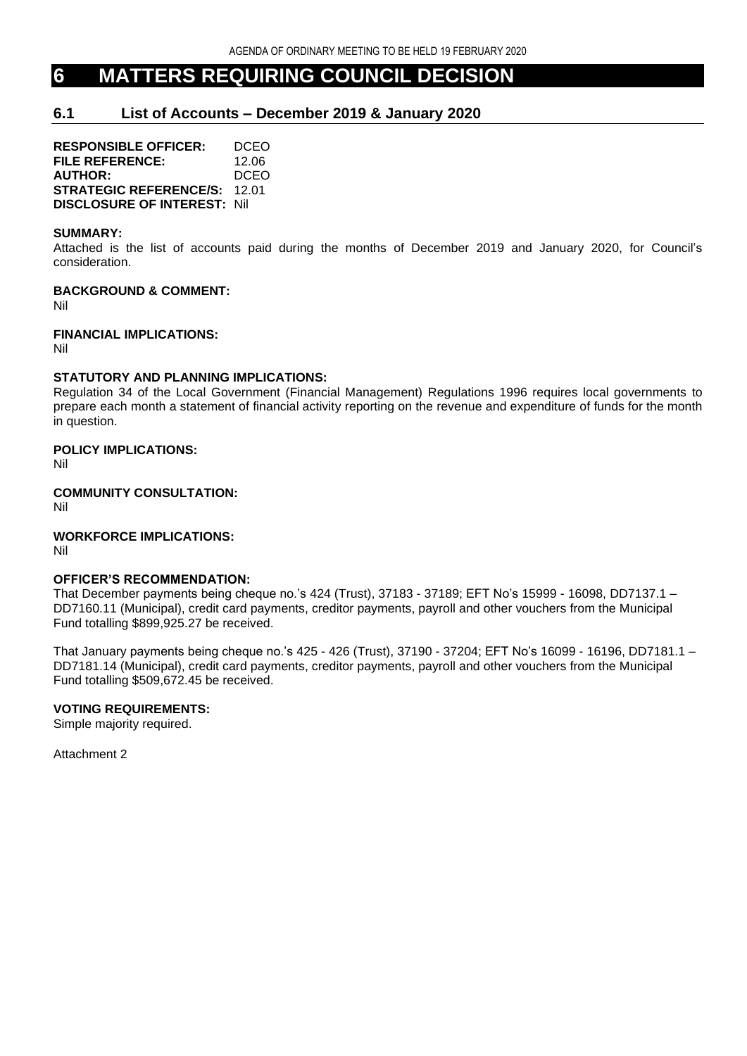# 6 MATTERS REQUIRING COUNCIL DECISION

## 6.1 List of Accounts – December 2019 & January 2020

**RESPONSIBLE OFFICER:** DCEO
**FILE REFERENCE:** 12.06
**AUTHOR:** DCEO
**STRATEGIC REFERENCE/S:** 12.01
**DISCLOSURE OF INTEREST:** Nil

**SUMMARY:**
Attached is the list of accounts paid during the months of December 2019 and January 2020, for Council's consideration.

**BACKGROUND & COMMENT:**
Nil

**FINANCIAL IMPLICATIONS:**
Nil

**STATUTORY AND PLANNING IMPLICATIONS:**
Regulation 34 of the Local Government (Financial Management) Regulations 1996 requires local governments to prepare each month a statement of financial activity reporting on the revenue and expenditure of funds for the month in question.

**POLICY IMPLICATIONS:**
Nil

**COMMUNITY CONSULTATION:**
Nil

**WORKFORCE IMPLICATIONS:**
Nil

**OFFICER'S RECOMMENDATION:**
That December payments being cheque no.'s 424 (Trust), 37183 - 37189; EFT No's 15999 - 16098, DD7137.1 – DD7160.11 (Municipal), credit card payments, creditor payments, payroll and other vouchers from the Municipal Fund totalling $899,925.27 be received.

That January payments being cheque no.'s 425 - 426 (Trust), 37190 - 37204; EFT No's 16099 - 16196, DD7181.1 – DD7181.14 (Municipal), credit card payments, creditor payments, payroll and other vouchers from the Municipal Fund totalling $509,672.45 be received.

**VOTING REQUIREMENTS:**
Simple majority required.

Attachment 2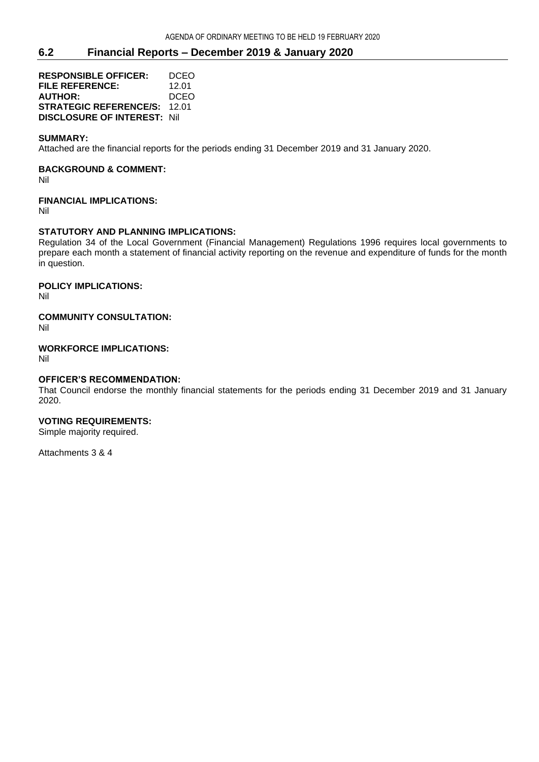## 6.2 Financial Reports – December 2019 & January 2020

**RESPONSIBLE OFFICER:** DCEO
**FILE REFERENCE:** 12.01
**AUTHOR:** DCEO
**STRATEGIC REFERENCE/S:** 12.01
**DISCLOSURE OF INTEREST:** Nil

**SUMMARY:**
Attached are the financial reports for the periods ending 31 December 2019 and 31 January 2020.

**BACKGROUND & COMMENT:**
Nil

**FINANCIAL IMPLICATIONS:**
Nil

**STATUTORY AND PLANNING IMPLICATIONS:**
Regulation 34 of the Local Government (Financial Management) Regulations 1996 requires local governments to prepare each month a statement of financial activity reporting on the revenue and expenditure of funds for the month in question.

**POLICY IMPLICATIONS:**
Nil

**COMMUNITY CONSULTATION:**
Nil

**WORKFORCE IMPLICATIONS:**
Nil

**OFFICER'S RECOMMENDATION:**
That Council endorse the monthly financial statements for the periods ending 31 December 2019 and 31 January 2020.

**VOTING REQUIREMENTS:**
Simple majority required.

Attachments 3 & 4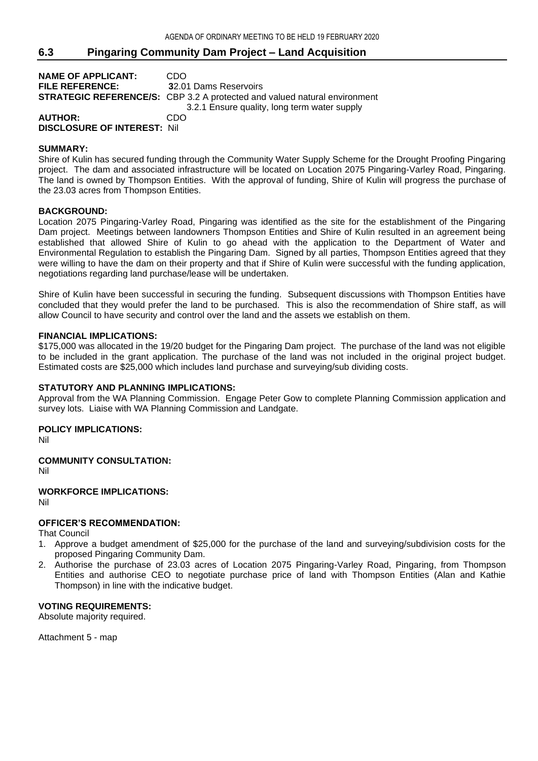## 6.3 Pingaring Community Dam Project – Land Acquisition

**NAME OF APPLICANT:** CDO
**FILE REFERENCE:** **3**2.01 Dams Reservoirs
**STRATEGIC REFERENCE/S:** CBP 3.2 A protected and valued natural environment
3.2.1 Ensure quality, long term water supply
**AUTHOR:** CDO
**DISCLOSURE OF INTEREST:** Nil

**SUMMARY:**
Shire of Kulin has secured funding through the Community Water Supply Scheme for the Drought Proofing Pingaring project. The dam and associated infrastructure will be located on Location 2075 Pingaring-Varley Road, Pingaring. The land is owned by Thompson Entities. With the approval of funding, Shire of Kulin will progress the purchase of the 23.03 acres from Thompson Entities.

**BACKGROUND:**
Location 2075 Pingaring-Varley Road, Pingaring was identified as the site for the establishment of the Pingaring Dam project. Meetings between landowners Thompson Entities and Shire of Kulin resulted in an agreement being established that allowed Shire of Kulin to go ahead with the application to the Department of Water and Environmental Regulation to establish the Pingaring Dam. Signed by all parties, Thompson Entities agreed that they were willing to have the dam on their property and that if Shire of Kulin were successful with the funding application, negotiations regarding land purchase/lease will be undertaken.

Shire of Kulin have been successful in securing the funding. Subsequent discussions with Thompson Entities have concluded that they would prefer the land to be purchased. This is also the recommendation of Shire staff, as will allow Council to have security and control over the land and the assets we establish on them.

**FINANCIAL IMPLICATIONS:**
$175,000 was allocated in the 19/20 budget for the Pingaring Dam project. The purchase of the land was not eligible to be included in the grant application. The purchase of the land was not included in the original project budget. Estimated costs are $25,000 which includes land purchase and surveying/sub dividing costs.

**STATUTORY AND PLANNING IMPLICATIONS:**
Approval from the WA Planning Commission. Engage Peter Gow to complete Planning Commission application and survey lots. Liaise with WA Planning Commission and Landgate.

**POLICY IMPLICATIONS:**
Nil

**COMMUNITY CONSULTATION:**
Nil

**WORKFORCE IMPLICATIONS:**
Nil

**OFFICER'S RECOMMENDATION:**
That Council

1. Approve a budget amendment of $25,000 for the purchase of the land and surveying/subdivision costs for the proposed Pingaring Community Dam.
2. Authorise the purchase of 23.03 acres of Location 2075 Pingaring-Varley Road, Pingaring, from Thompson Entities and authorise CEO to negotiate purchase price of land with Thompson Entities (Alan and Kathie Thompson) in line with the indicative budget.

**VOTING REQUIREMENTS:**
Absolute majority required.

Attachment 5 - map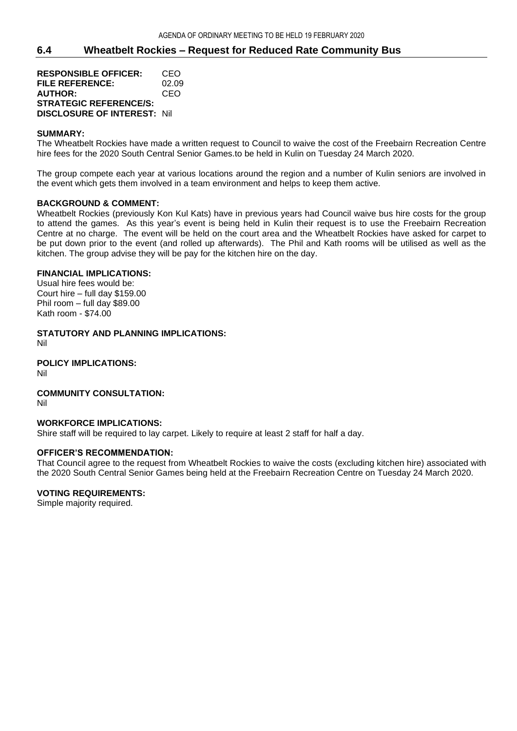## 6.4 Wheatbelt Rockies – Request for Reduced Rate Community Bus

**RESPONSIBLE OFFICER:** CEO
**FILE REFERENCE:** 02.09
**AUTHOR:** CEO
**STRATEGIC REFERENCE/S:**
**DISCLOSURE OF INTEREST:** Nil

**SUMMARY:**
The Wheatbelt Rockies have made a written request to Council to waive the cost of the Freebairn Recreation Centre hire fees for the 2020 South Central Senior Games.to be held in Kulin on Tuesday 24 March 2020.

The group compete each year at various locations around the region and a number of Kulin seniors are involved in the event which gets them involved in a team environment and helps to keep them active.

**BACKGROUND & COMMENT:**
Wheatbelt Rockies (previously Kon Kul Kats) have in previous years had Council waive bus hire costs for the group to attend the games. As this year's event is being held in Kulin their request is to use the Freebairn Recreation Centre at no charge. The event will be held on the court area and the Wheatbelt Rockies have asked for carpet to be put down prior to the event (and rolled up afterwards). The Phil and Kath rooms will be utilised as well as the kitchen. The group advise they will be pay for the kitchen hire on the day.

**FINANCIAL IMPLICATIONS:**
Usual hire fees would be:
Court hire – full day $159.00
Phil room – full day $89.00
Kath room - $74.00

**STATUTORY AND PLANNING IMPLICATIONS:**
Nil

**POLICY IMPLICATIONS:**
Nil

**COMMUNITY CONSULTATION:**
Nil

**WORKFORCE IMPLICATIONS:**
Shire staff will be required to lay carpet. Likely to require at least 2 staff for half a day.

**OFFICER'S RECOMMENDATION:**
That Council agree to the request from Wheatbelt Rockies to waive the costs (excluding kitchen hire) associated with the 2020 South Central Senior Games being held at the Freebairn Recreation Centre on Tuesday 24 March 2020.

**VOTING REQUIREMENTS:**
Simple majority required.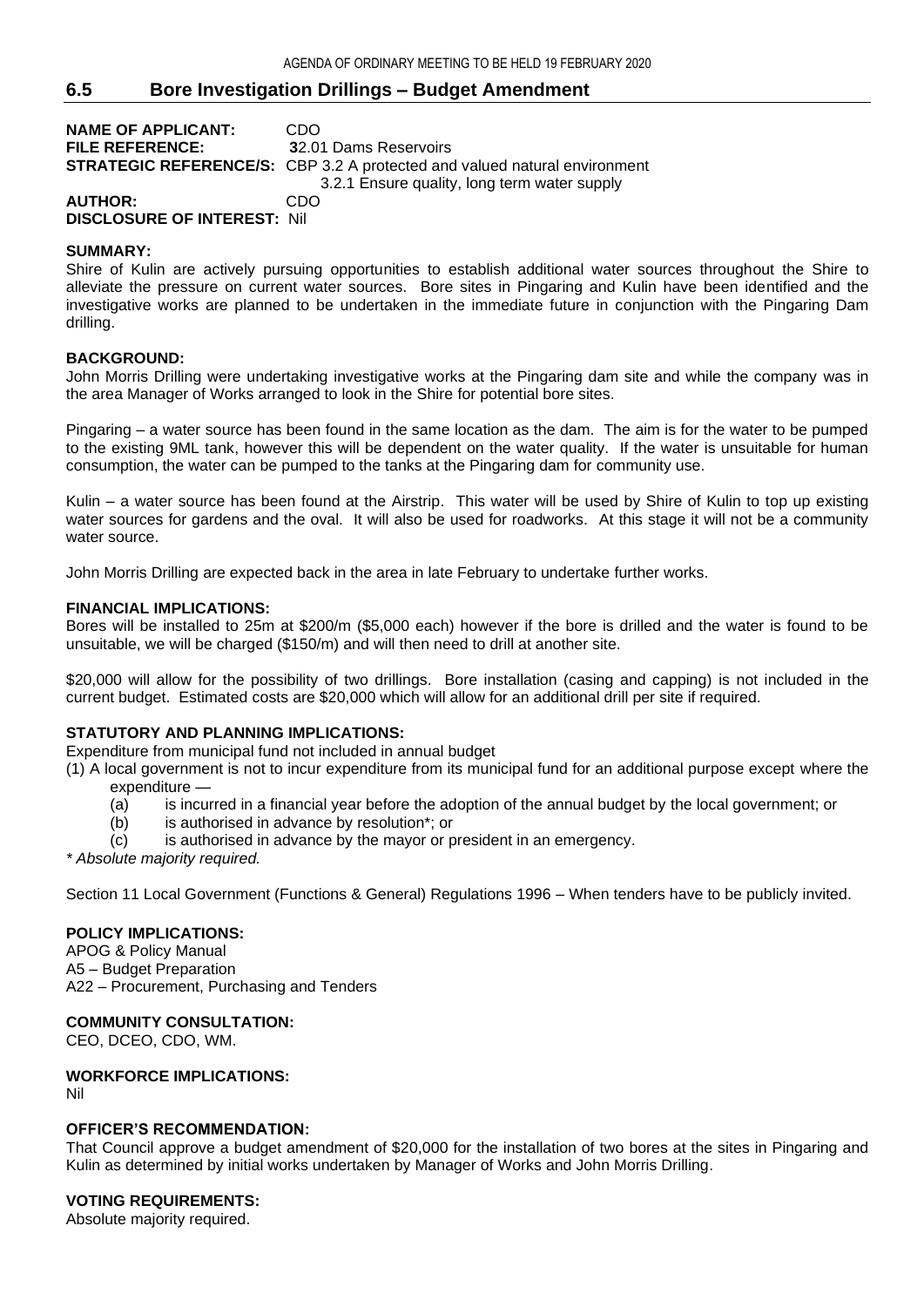## 6.5 Bore Investigation Drillings – Budget Amendment

**NAME OF APPLICANT:** CDO
**FILE REFERENCE:** 32.01 Dams Reservoirs
**STRATEGIC REFERENCE/S:** CBP 3.2 A protected and valued natural environment
3.2.1 Ensure quality, long term water supply
**AUTHOR:** CDO
**DISCLOSURE OF INTEREST:** Nil

**SUMMARY:**
Shire of Kulin are actively pursuing opportunities to establish additional water sources throughout the Shire to alleviate the pressure on current water sources. Bore sites in Pingaring and Kulin have been identified and the investigative works are planned to be undertaken in the immediate future in conjunction with the Pingaring Dam drilling.

**BACKGROUND:**
John Morris Drilling were undertaking investigative works at the Pingaring dam site and while the company was in the area Manager of Works arranged to look in the Shire for potential bore sites.

Pingaring – a water source has been found in the same location as the dam. The aim is for the water to be pumped to the existing 9ML tank, however this will be dependent on the water quality. If the water is unsuitable for human consumption, the water can be pumped to the tanks at the Pingaring dam for community use.

Kulin – a water source has been found at the Airstrip. This water will be used by Shire of Kulin to top up existing water sources for gardens and the oval. It will also be used for roadworks. At this stage it will not be a community water source.

John Morris Drilling are expected back in the area in late February to undertake further works.

**FINANCIAL IMPLICATIONS:**
Bores will be installed to 25m at $200/m ($5,000 each) however if the bore is drilled and the water is found to be unsuitable, we will be charged ($150/m) and will then need to drill at another site.

$20,000 will allow for the possibility of two drillings. Bore installation (casing and capping) is not included in the current budget. Estimated costs are $20,000 which will allow for an additional drill per site if required.

**STATUTORY AND PLANNING IMPLICATIONS:**
Expenditure from municipal fund not included in annual budget
(1) A local government is not to incur expenditure from its municipal fund for an additional purpose except where the expenditure —
  (a) is incurred in a financial year before the adoption of the annual budget by the local government; or
  (b) is authorised in advance by resolution*; or
  (c) is authorised in advance by the mayor or president in an emergency.

*\* Absolute majority required.*

Section 11 Local Government (Functions & General) Regulations 1996 – When tenders have to be publicly invited.

**POLICY IMPLICATIONS:**
APOG & Policy Manual
A5 – Budget Preparation
A22 – Procurement, Purchasing and Tenders

**COMMUNITY CONSULTATION:**
CEO, DCEO, CDO, WM.

**WORKFORCE IMPLICATIONS:**
Nil

**OFFICER'S RECOMMENDATION:**
That Council approve a budget amendment of $20,000 for the installation of two bores at the sites in Pingaring and Kulin as determined by initial works undertaken by Manager of Works and John Morris Drilling.

**VOTING REQUIREMENTS:**
Absolute majority required.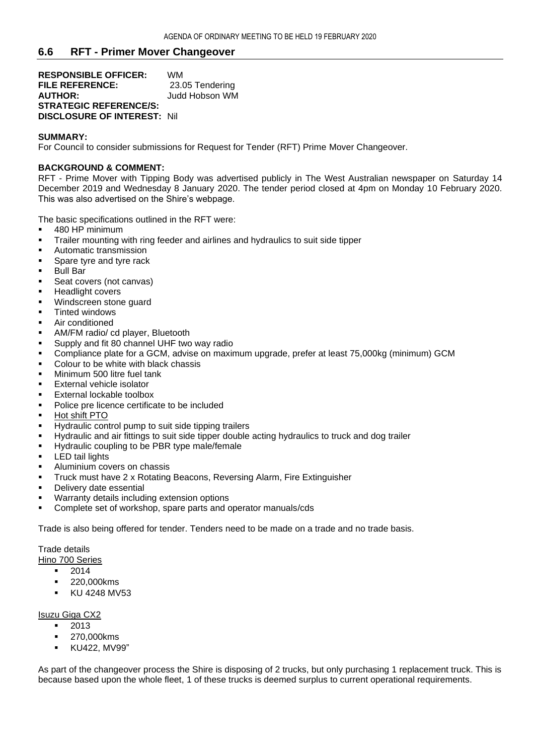## 6.6 RFT - Primer Mover Changeover

**RESPONSIBLE OFFICER:** WM
**FILE REFERENCE:** 23.05 Tendering
**AUTHOR:** Judd Hobson WM
**STRATEGIC REFERENCE/S:**
**DISCLOSURE OF INTEREST:** Nil

**SUMMARY:**
For Council to consider submissions for Request for Tender (RFT) Prime Mover Changeover.

**BACKGROUND & COMMENT:**
RFT - Prime Mover with Tipping Body was advertised publicly in The West Australian newspaper on Saturday 14 December 2019 and Wednesday 8 January 2020. The tender period closed at 4pm on Monday 10 February 2020. This was also advertised on the Shire's webpage.

The basic specifications outlined in the RFT were:

- 480 HP minimum
- Trailer mounting with ring feeder and airlines and hydraulics to suit side tipper
- Automatic transmission
- Spare tyre and tyre rack
- Bull Bar
- Seat covers (not canvas)
- Headlight covers
- Windscreen stone guard
- Tinted windows
- Air conditioned
- AM/FM radio/ cd player, Bluetooth
- Supply and fit 80 channel UHF two way radio
- Compliance plate for a GCM, advise on maximum upgrade, prefer at least 75,000kg (minimum) GCM
- Colour to be white with black chassis
- Minimum 500 litre fuel tank
- External vehicle isolator
- External lockable toolbox
- Police pre licence certificate to be included
- <u>Hot shift PTO</u>
- Hydraulic control pump to suit side tipping trailers
- Hydraulic and air fittings to suit side tipper double acting hydraulics to truck and dog trailer
- Hydraulic coupling to be PBR type male/female
- LED tail lights
- Aluminium covers on chassis
- Truck must have 2 x Rotating Beacons, Reversing Alarm, Fire Extinguisher
- Delivery date essential
- Warranty details including extension options
- Complete set of workshop, spare parts and operator manuals/cds

Trade is also being offered for tender. Tenders need to be made on a trade and no trade basis.

Trade details
<u>Hino 700 Series</u>

- 2014
- 220,000kms
- KU 4248 MV53

<u>Isuzu Giga CX2</u>

- 2013
- 270,000kms
- KU422, MV99"

As part of the changeover process the Shire is disposing of 2 trucks, but only purchasing 1 replacement truck. This is because based upon the whole fleet, 1 of these trucks is deemed surplus to current operational requirements.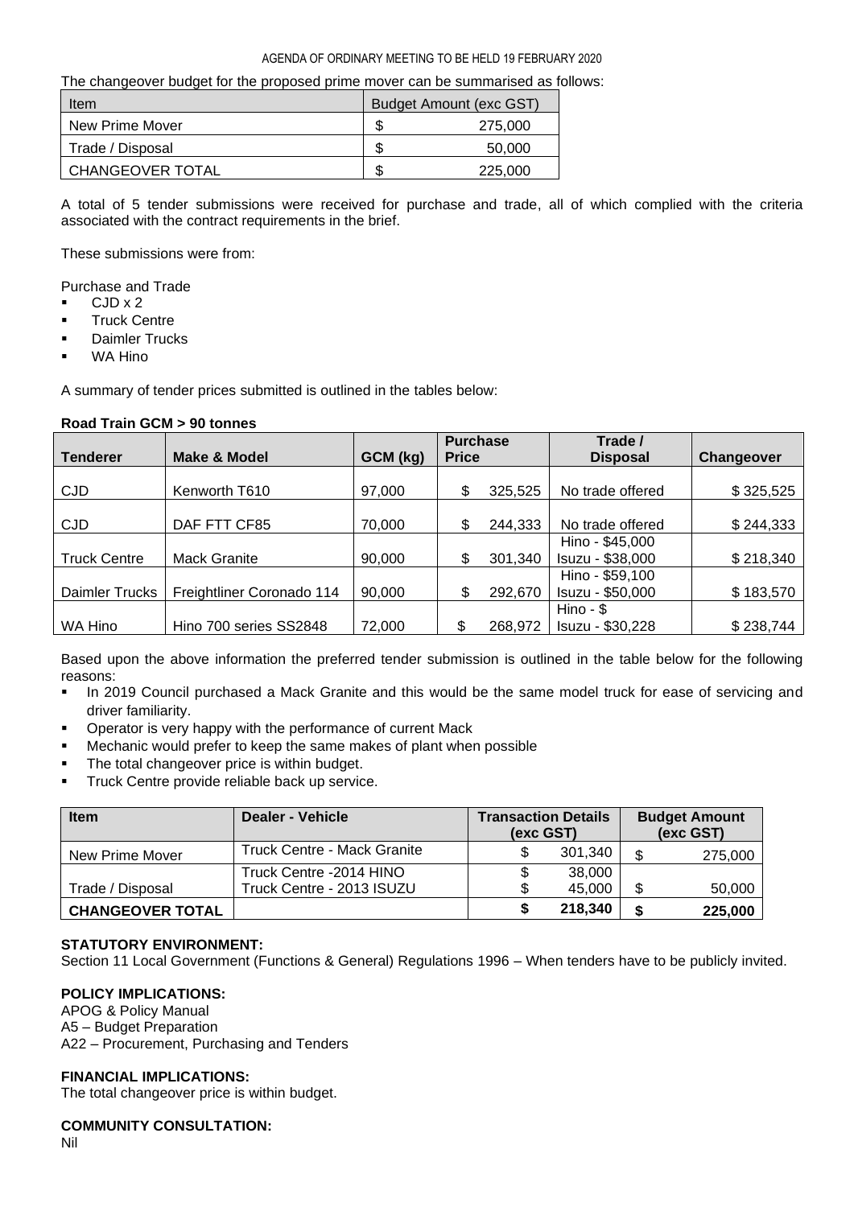The changeover budget for the proposed prime mover can be summarised as follows:

| Item | Budget Amount (exc GST) |
|---|---|
| New Prime Mover | $ 275,000 |
| Trade / Disposal | $ 50,000 |
| CHANGEOVER TOTAL | $ 225,000 |

A total of 5 tender submissions were received for purchase and trade, all of which complied with the criteria associated with the contract requirements in the brief.

These submissions were from:

Purchase and Trade

- CJD x 2
- Truck Centre
- Daimler Trucks
- WA Hino

A summary of tender prices submitted is outlined in the tables below:

**Road Train GCM > 90 tonnes**

| Tenderer | Make & Model | GCM (kg) | Purchase Price | Trade / Disposal | Changeover |
|---|---|---|---|---|---|
| CJD | Kenworth T610 | 97,000 | $ 325,525 | No trade offered | $ 325,525 |
| CJD | DAF FTT CF85 | 70,000 | $ 244,333 | No trade offered | $ 244,333 |
| Truck Centre | Mack Granite | 90,000 | $ 301,340 | Hino - $45,000<br>Isuzu - $38,000 | $ 218,340 |
| Daimler Trucks | Freightliner Coronado 114 | 90,000 | $ 292,670 | Hino - $59,100<br>Isuzu - $50,000 | $ 183,570 |
| WA Hino | Hino 700 series SS2848 | 72,000 | $ 268,972 | Hino - $<br>Isuzu - $30,228 | $ 238,744 |

Based upon the above information the preferred tender submission is outlined in the table below for the following reasons:

- In 2019 Council purchased a Mack Granite and this would be the same model truck for ease of servicing and driver familiarity.
- Operator is very happy with the performance of current Mack
- Mechanic would prefer to keep the same makes of plant when possible
- The total changeover price is within budget.
- Truck Centre provide reliable back up service.

| Item | Dealer - Vehicle | Transaction Details (exc GST) | Budget Amount (exc GST) |
|---|---|---|---|
| New Prime Mover | Truck Centre - Mack Granite | $ 301,340 | $ 275,000 |
| Trade / Disposal | Truck Centre -2014 HINO<br>Truck Centre - 2013 ISUZU | $ 38,000<br>$ 45,000 | $ 50,000 |
| **CHANGEOVER TOTAL** | | **$ 218,340** | **$ 225,000** |

**STATUTORY ENVIRONMENT:**

Section 11 Local Government (Functions & General) Regulations 1996 – When tenders have to be publicly invited.

**POLICY IMPLICATIONS:**

APOG & Policy Manual
A5 – Budget Preparation
A22 – Procurement, Purchasing and Tenders

**FINANCIAL IMPLICATIONS:**

The total changeover price is within budget.

**COMMUNITY CONSULTATION:**

Nil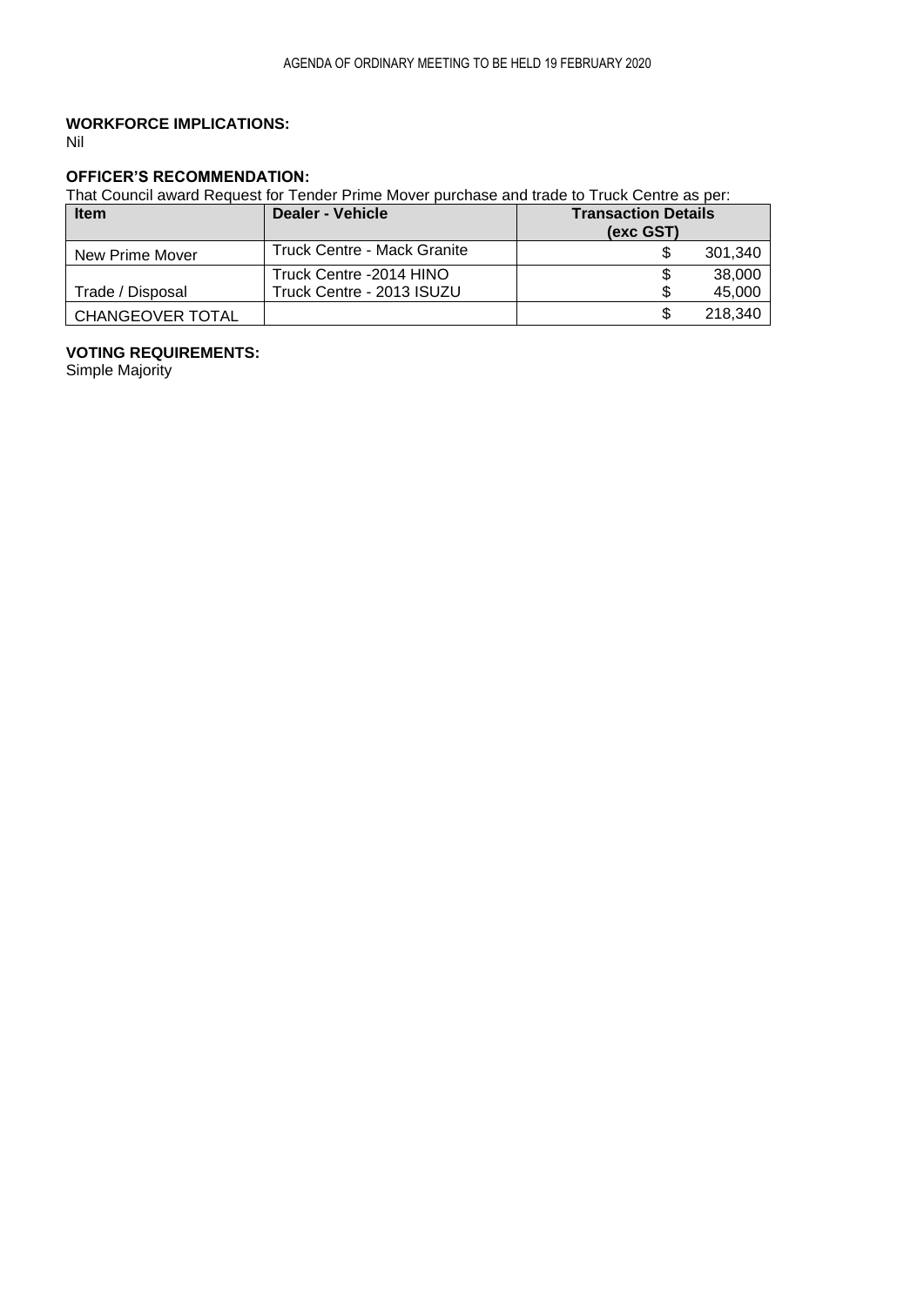**WORKFORCE IMPLICATIONS:**
Nil

**OFFICER'S RECOMMENDATION:**
That Council award Request for Tender Prime Mover purchase and trade to Truck Centre as per:

| Item | Dealer - Vehicle | Transaction Details (exc GST) |
|---|---|---|
| New Prime Mover | Truck Centre - Mack Granite | $ 301,340 |
| Trade / Disposal | Truck Centre -2014 HINO<br>Truck Centre - 2013 ISUZU | $ 38,000<br>$ 45,000 |
| CHANGEOVER TOTAL | | $ 218,340 |

**VOTING REQUIREMENTS:**
Simple Majority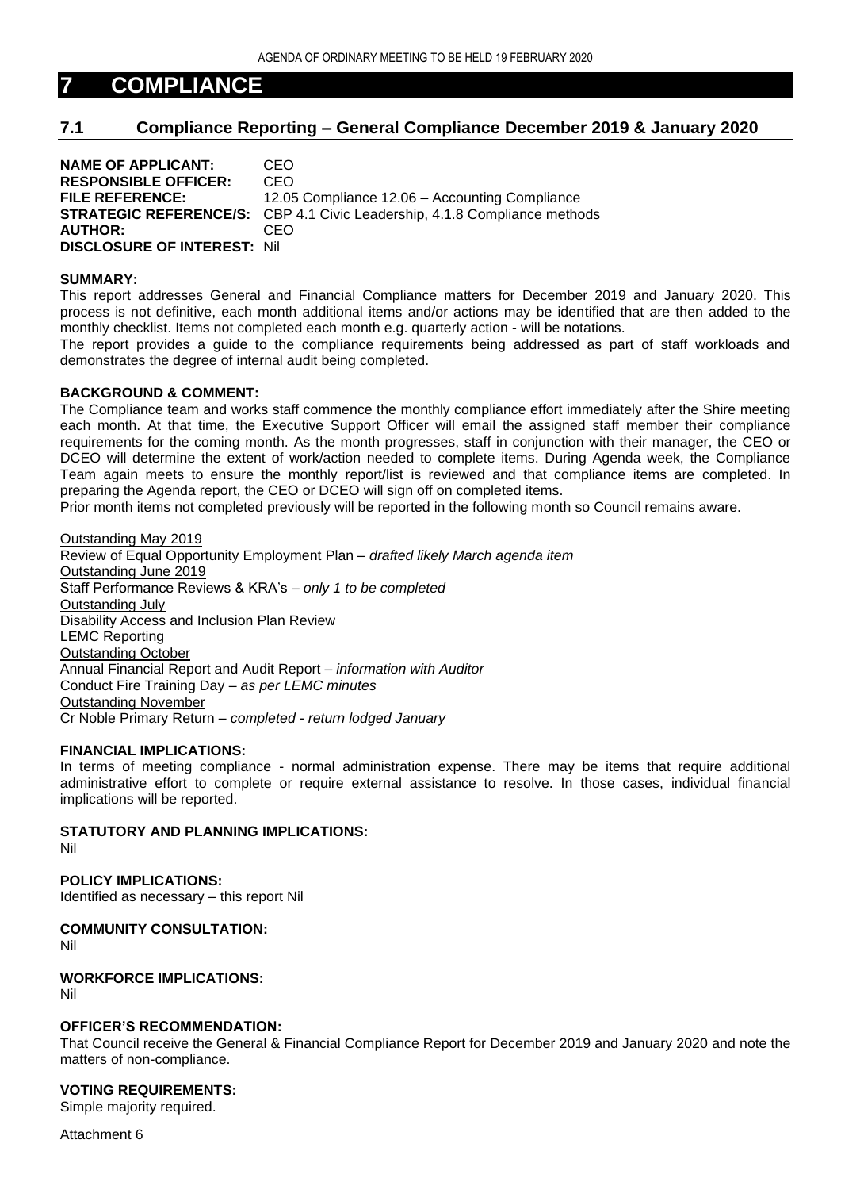# 7 COMPLIANCE

## 7.1 Compliance Reporting – General Compliance December 2019 & January 2020

**NAME OF APPLICANT:** CEO
**RESPONSIBLE OFFICER:** CEO
**FILE REFERENCE:** 12.05 Compliance 12.06 – Accounting Compliance
**STRATEGIC REFERENCE/S:** CBP 4.1 Civic Leadership, 4.1.8 Compliance methods
**AUTHOR:** CEO
**DISCLOSURE OF INTEREST:** Nil

**SUMMARY:**
This report addresses General and Financial Compliance matters for December 2019 and January 2020. This process is not definitive, each month additional items and/or actions may be identified that are then added to the monthly checklist. Items not completed each month e.g. quarterly action - will be notations.
The report provides a guide to the compliance requirements being addressed as part of staff workloads and demonstrates the degree of internal audit being completed.

**BACKGROUND & COMMENT:**
The Compliance team and works staff commence the monthly compliance effort immediately after the Shire meeting each month. At that time, the Executive Support Officer will email the assigned staff member their compliance requirements for the coming month. As the month progresses, staff in conjunction with their manager, the CEO or DCEO will determine the extent of work/action needed to complete items. During Agenda week, the Compliance Team again meets to ensure the monthly report/list is reviewed and that compliance items are completed. In preparing the Agenda report, the CEO or DCEO will sign off on completed items.
Prior month items not completed previously will be reported in the following month so Council remains aware.

<u>Outstanding May 2019</u>
Review of Equal Opportunity Employment Plan – *drafted likely March agenda item*
<u>Outstanding June 2019</u>
Staff Performance Reviews & KRA's – *only 1 to be completed*
<u>Outstanding July</u>
Disability Access and Inclusion Plan Review
LEMC Reporting
<u>Outstanding October</u>
Annual Financial Report and Audit Report – *information with Auditor*
Conduct Fire Training Day – *as per LEMC minutes*
<u>Outstanding November</u>
Cr Noble Primary Return – *completed - return lodged January*

**FINANCIAL IMPLICATIONS:**
In terms of meeting compliance - normal administration expense. There may be items that require additional administrative effort to complete or require external assistance to resolve. In those cases, individual financial implications will be reported.

**STATUTORY AND PLANNING IMPLICATIONS:**
Nil

**POLICY IMPLICATIONS:**
Identified as necessary – this report Nil

**COMMUNITY CONSULTATION:**
Nil

**WORKFORCE IMPLICATIONS:**
Nil

**OFFICER'S RECOMMENDATION:**
That Council receive the General & Financial Compliance Report for December 2019 and January 2020 and note the matters of non-compliance.

**VOTING REQUIREMENTS:**
Simple majority required.

Attachment 6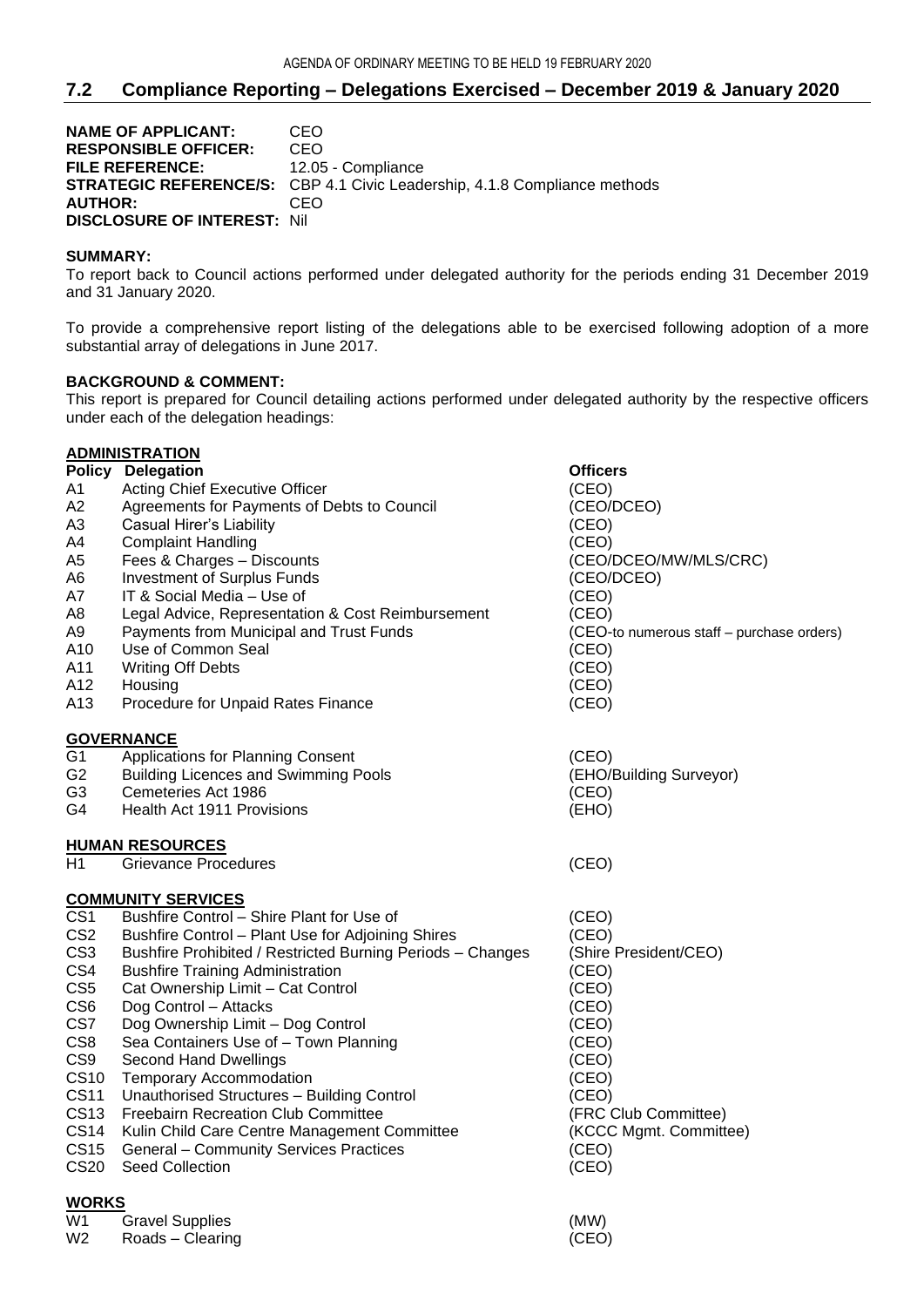## 7.2 Compliance Reporting – Delegations Exercised – December 2019 & January 2020

**NAME OF APPLICANT:** CEO
**RESPONSIBLE OFFICER:** CEO
**FILE REFERENCE:** 12.05 - Compliance
**STRATEGIC REFERENCE/S:** CBP 4.1 Civic Leadership, 4.1.8 Compliance methods
**AUTHOR:** CEO
**DISCLOSURE OF INTEREST:** Nil

**SUMMARY:**

To report back to Council actions performed under delegated authority for the periods ending 31 December 2019 and 31 January 2020.

To provide a comprehensive report listing of the delegations able to be exercised following adoption of a more substantial array of delegations in June 2017.

**BACKGROUND & COMMENT:**

This report is prepared for Council detailing actions performed under delegated authority by the respective officers under each of the delegation headings:

**ADMINISTRATION**

| Policy | Delegation | Officers |
|---|---|---|
| A1 | Acting Chief Executive Officer | (CEO) |
| A2 | Agreements for Payments of Debts to Council | (CEO/DCEO) |
| A3 | Casual Hirer's Liability | (CEO) |
| A4 | Complaint Handling | (CEO) |
| A5 | Fees & Charges – Discounts | (CEO/DCEO/MW/MLS/CRC) |
| A6 | Investment of Surplus Funds | (CEO/DCEO) |
| A7 | IT & Social Media – Use of | (CEO) |
| A8 | Legal Advice, Representation & Cost Reimbursement | (CEO) |
| A9 | Payments from Municipal and Trust Funds | (CEO-to numerous staff – purchase orders) |
| A10 | Use of Common Seal | (CEO) |
| A11 | Writing Off Debts | (CEO) |
| A12 | Housing | (CEO) |
| A13 | Procedure for Unpaid Rates Finance | (CEO) |

**GOVERNANCE**

| | | |
|---|---|---|
| G1 | Applications for Planning Consent | (CEO) |
| G2 | Building Licences and Swimming Pools | (EHO/Building Surveyor) |
| G3 | Cemeteries Act 1986 | (CEO) |
| G4 | Health Act 1911 Provisions | (EHO) |

**HUMAN RESOURCES**

| | | |
|---|---|---|
| H1 | Grievance Procedures | (CEO) |

**COMMUNITY SERVICES**

| | | |
|---|---|---|
| CS1 | Bushfire Control – Shire Plant for Use of | (CEO) |
| CS2 | Bushfire Control – Plant Use for Adjoining Shires | (CEO) |
| CS3 | Bushfire Prohibited / Restricted Burning Periods – Changes | (Shire President/CEO) |
| CS4 | Bushfire Training Administration | (CEO) |
| CS5 | Cat Ownership Limit – Cat Control | (CEO) |
| CS6 | Dog Control – Attacks | (CEO) |
| CS7 | Dog Ownership Limit – Dog Control | (CEO) |
| CS8 | Sea Containers Use of – Town Planning | (CEO) |
| CS9 | Second Hand Dwellings | (CEO) |
| CS10 | Temporary Accommodation | (CEO) |
| CS11 | Unauthorised Structures – Building Control | (CEO) |
| CS13 | Freebairn Recreation Club Committee | (FRC Club Committee) |
| CS14 | Kulin Child Care Centre Management Committee | (KCCC Mgmt. Committee) |
| CS15 | General – Community Services Practices | (CEO) |
| CS20 | Seed Collection | (CEO) |

**WORKS**

| | | |
|---|---|---|
| W1 | Gravel Supplies | (MW) |
| W2 | Roads – Clearing | (CEO) |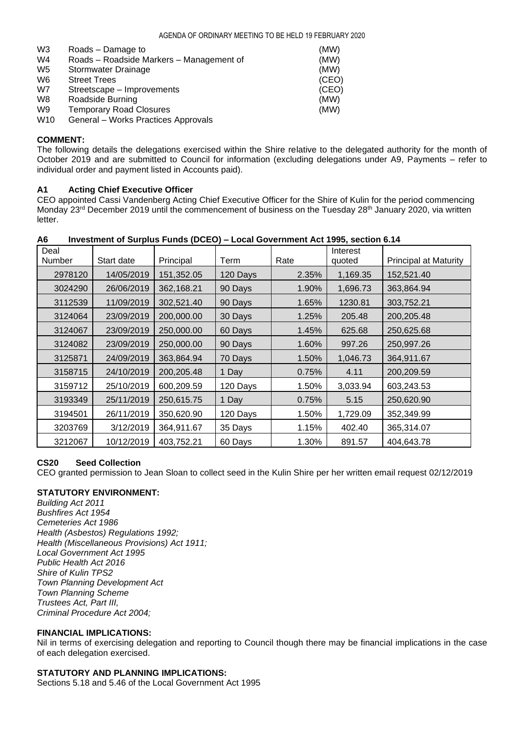| | | |
|---|---|---|
| W3 | Roads – Damage to | (MW) |
| W4 | Roads – Roadside Markers – Management of | (MW) |
| W5 | Stormwater Drainage | (MW) |
| W6 | Street Trees | (CEO) |
| W7 | Streetscape – Improvements | (CEO) |
| W8 | Roadside Burning | (MW) |
| W9 | Temporary Road Closures | (MW) |
| W10 | General – Works Practices Approvals | |

**COMMENT:**
The following details the delegations exercised within the Shire relative to the delegated authority for the month of October 2019 and are submitted to Council for information (excluding delegations under A9, Payments – refer to individual order and payment listed in Accounts paid).

**A1 Acting Chief Executive Officer**
CEO appointed Cassi Vandenberg Acting Chief Executive Officer for the Shire of Kulin for the period commencing Monday 23rd December 2019 until the commencement of business on the Tuesday 28th January 2020, via written letter.

**A6 Investment of Surplus Funds (DCEO) – Local Government Act 1995, section 6.14**

| Deal Number | Start date | Principal | Term | Rate | Interest quoted | Principal at Maturity |
|---|---|---|---|---|---|---|
| 2978120 | 14/05/2019 | 151,352.05 | 120 Days | 2.35% | 1,169.35 | 152,521.40 |
| 3024290 | 26/06/2019 | 362,168.21 | 90 Days | 1.90% | 1,696.73 | 363,864.94 |
| 3112539 | 11/09/2019 | 302,521.40 | 90 Days | 1.65% | 1230.81 | 303,752.21 |
| 3124064 | 23/09/2019 | 200,000.00 | 30 Days | 1.25% | 205.48 | 200,205.48 |
| 3124067 | 23/09/2019 | 250,000.00 | 60 Days | 1.45% | 625.68 | 250,625.68 |
| 3124082 | 23/09/2019 | 250,000.00 | 90 Days | 1.60% | 997.26 | 250,997.26 |
| 3125871 | 24/09/2019 | 363,864.94 | 70 Days | 1.50% | 1,046.73 | 364,911.67 |
| 3158715 | 24/10/2019 | 200,205.48 | 1 Day | 0.75% | 4.11 | 200,209.59 |
| 3159712 | 25/10/2019 | 600,209.59 | 120 Days | 1.50% | 3,033.94 | 603,243.53 |
| 3193349 | 25/11/2019 | 250,615.75 | 1 Day | 0.75% | 5.15 | 250,620.90 |
| 3194501 | 26/11/2019 | 350,620.90 | 120 Days | 1.50% | 1,729.09 | 352,349.99 |
| 3203769 | 3/12/2019 | 364,911.67 | 35 Days | 1.15% | 402.40 | 365,314.07 |
| 3212067 | 10/12/2019 | 403,752.21 | 60 Days | 1.30% | 891.57 | 404,643.78 |

**CS20 Seed Collection**
CEO granted permission to Jean Sloan to collect seed in the Kulin Shire per her written email request 02/12/2019

**STATUTORY ENVIRONMENT:**
*Building Act 2011*
*Bushfires Act 1954*
*Cemeteries Act 1986*
*Health (Asbestos) Regulations 1992;*
*Health (Miscellaneous Provisions) Act 1911;*
*Local Government Act 1995*
*Public Health Act 2016*
*Shire of Kulin TPS2*
*Town Planning Development Act*
*Town Planning Scheme*
*Trustees Act, Part III,*
*Criminal Procedure Act 2004;*

**FINANCIAL IMPLICATIONS:**
Nil in terms of exercising delegation and reporting to Council though there may be financial implications in the case of each delegation exercised.

**STATUTORY AND PLANNING IMPLICATIONS:**
Sections 5.18 and 5.46 of the Local Government Act 1995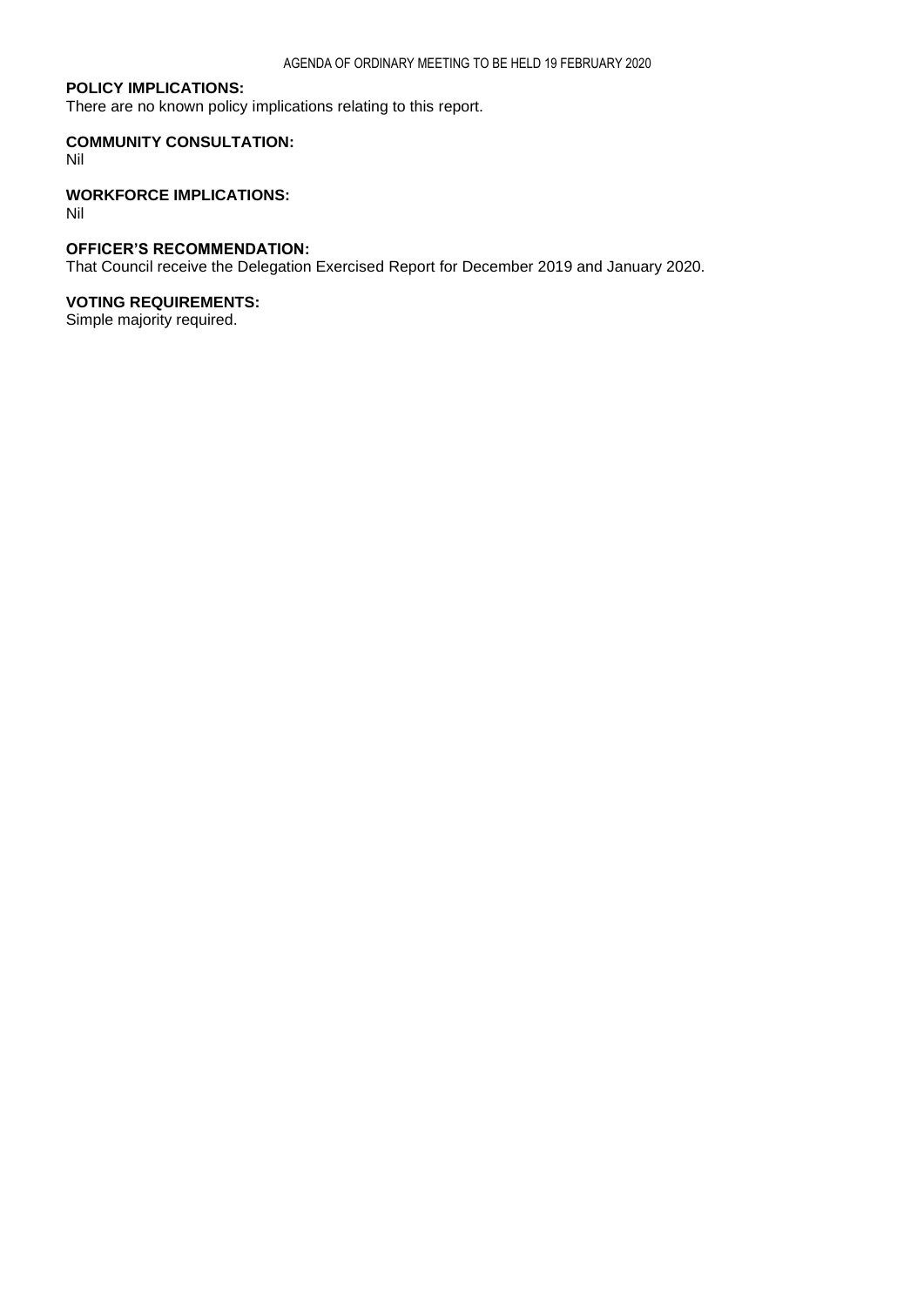**POLICY IMPLICATIONS:**
There are no known policy implications relating to this report.

**COMMUNITY CONSULTATION:**
Nil

**WORKFORCE IMPLICATIONS:**
Nil

**OFFICER'S RECOMMENDATION:**
That Council receive the Delegation Exercised Report for December 2019 and January 2020.

**VOTING REQUIREMENTS:**
Simple majority required.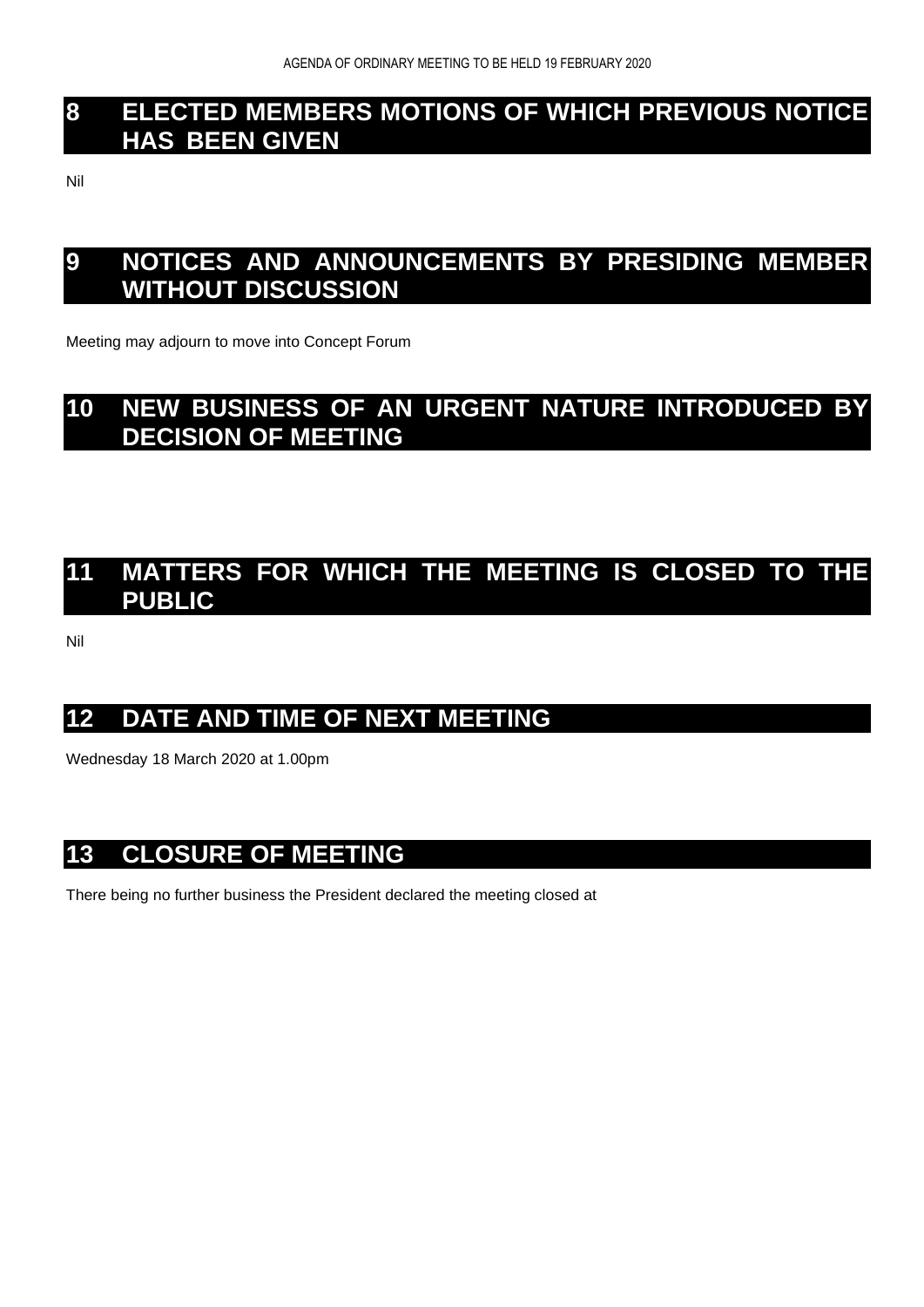# 8 ELECTED MEMBERS MOTIONS OF WHICH PREVIOUS NOTICE HAS BEEN GIVEN

Nil

# 9 NOTICES AND ANNOUNCEMENTS BY PRESIDING MEMBER WITHOUT DISCUSSION

Meeting may adjourn to move into Concept Forum

# 10 NEW BUSINESS OF AN URGENT NATURE INTRODUCED BY DECISION OF MEETING

# 11 MATTERS FOR WHICH THE MEETING IS CLOSED TO THE PUBLIC

Nil

# 12 DATE AND TIME OF NEXT MEETING

Wednesday 18 March 2020 at 1.00pm

# 13 CLOSURE OF MEETING

There being no further business the President declared the meeting closed at